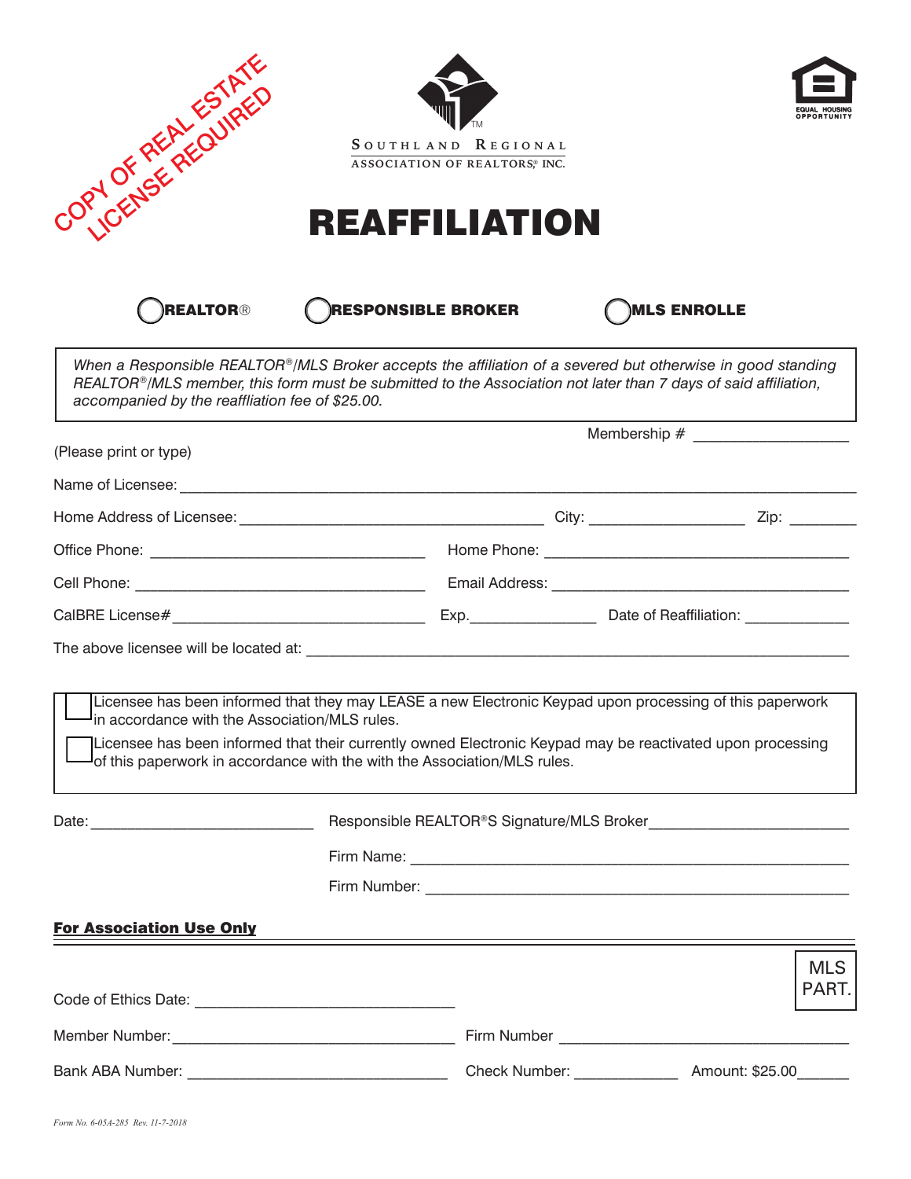COPY OF REAL ESTATE LICENSE REQUIRED

SOUTHLAND REGIONAL
ASSOCIATION OF REALTORS® INC.

EQUAL HOUSING OPPORTUNITY

# REAFFILIATION

◯ **REALTOR®** ◯ **RESPONSIBLE BROKER** ◯ **MLS ENROLLE**

*When a Responsible REALTOR®/MLS Broker accepts the affiliation of a severed but otherwise in good standing REALTOR®/MLS member, this form must be submitted to the Association not later than 7 days of said affiliation, accompanied by the reaffliation fee of $25.00.*

Membership # ___________________

(Please print or type)

Name of Licensee: ____________________________________________

Home Address of Licensee: ______________________ City: ______________ Zip: ________

Office Phone: ______________________ Home Phone: ______________________

Cell Phone: ______________________ Email Address: ______________________

CalBRE License# ______________________ Exp.____________ Date of Reaffiliation: ____________

The above licensee will be located at: ____________________________________________

☐ Licensee has been informed that they may LEASE a new Electronic Keypad upon processing of this paperwork in accordance with the Association/MLS rules.

☐ Licensee has been informed that their currently owned Electronic Keypad may be reactivated upon processing of this paperwork in accordance with the with the Association/MLS rules.

Date: ______________________ Responsible REALTOR®S Signature/MLS Broker______________________

Firm Name: ____________________________________________

Firm Number: ____________________________________________

**For Association Use Only**

MLS PART.

Code of Ethics Date: ______________________

Member Number: ______________________ Firm Number ______________________

Bank ABA Number: ______________________ Check Number: ____________ Amount: $25.00______

*Form No. 6-05A-285 Rev. 11-7-2018*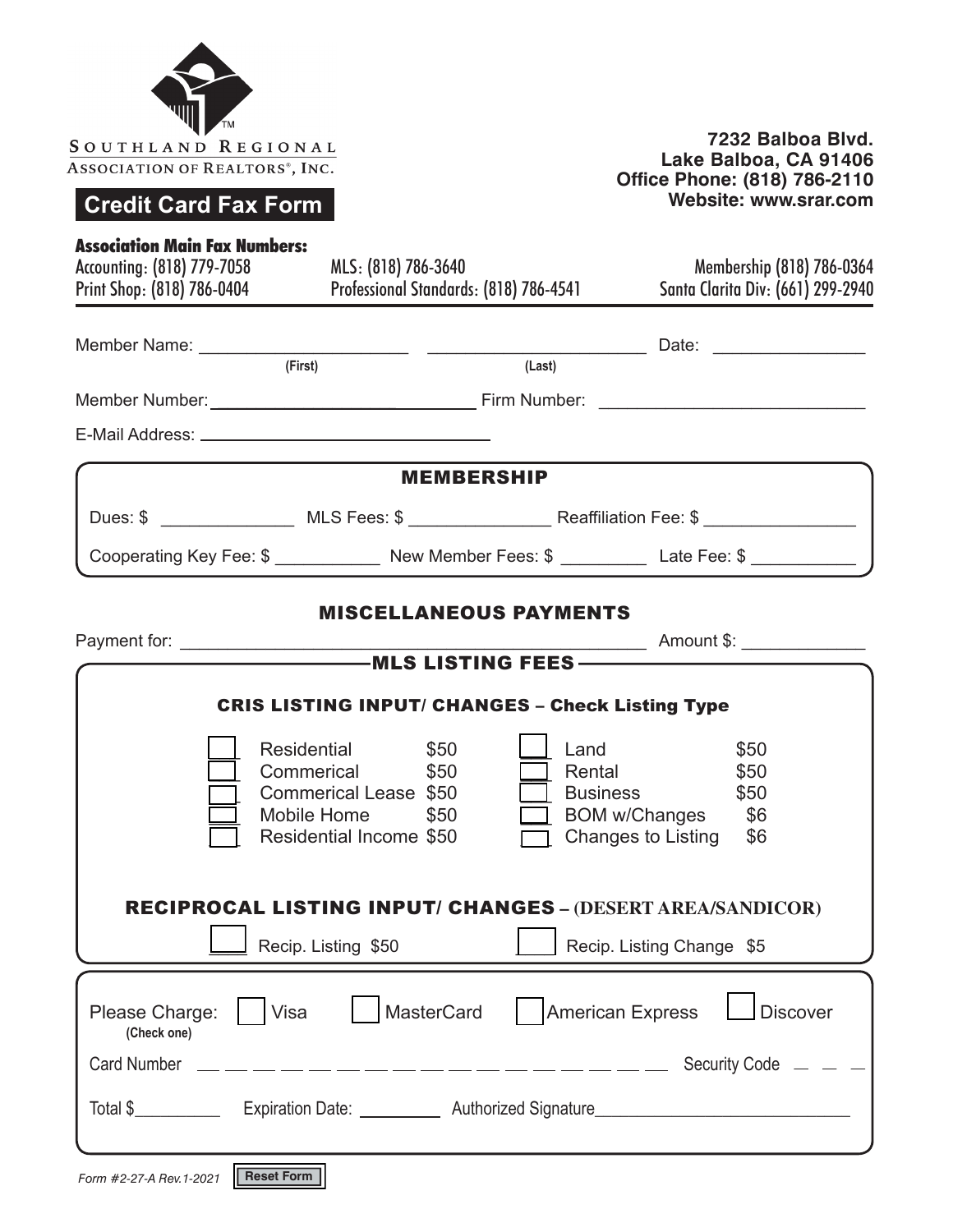SOUTHLAND REGIONAL
ASSOCIATION OF REALTORS®, INC.

# Credit Card Fax Form

**7232 Balboa Blvd.**
**Lake Balboa, CA 91406**
**Office Phone: (818) 786-2110**
**Website: www.srar.com**

**Association Main Fax Numbers:**

Accounting: (818) 779-7058
MLS: (818) 786-3640
Membership (818) 786-0364
Print Shop: (818) 786-0404
Professional Standards: (818) 786-4541
Santa Clarita Div: (661) 299-2940

Member Name: ____________________ (First) ____________________ (Last) Date: ______________

Member Number: ________________________ Firm Number: ________________________

E-Mail Address: ____________________________

## MEMBERSHIP

Dues: $ ____________ MLS Fees: $ ____________ Reaffiliation Fee: $ ______________

Cooperating Key Fee: $ __________ New Member Fees: $ ________ Late Fee: $ __________

## MISCELLANEOUS PAYMENTS

Payment for: ____________________________________________ Amount $: ____________

## MLS LISTING FEES

### CRIS LISTING INPUT/ CHANGES – Check Listing Type

- [ ] Residential $50
- [ ] Commerical $50
- [ ] Commerical Lease $50
- [ ] Mobile Home $50
- [ ] Residential Income $50
- [ ] Land $50
- [ ] Rental $50
- [ ] Business $50
- [ ] BOM w/Changes $6
- [ ] Changes to Listing $6

### RECIPROCAL LISTING INPUT/ CHANGES – (DESERT AREA/SANDICOR)

- [ ] Recip. Listing $50
- [ ] Recip. Listing Change $5

Please Charge: (Check one) [ ] Visa [ ] MasterCard [ ] American Express [ ] Discover

Card Number ___ ___ ___ ___ ___ ___ ___ ___ ___ ___ ___ ___ ___ ___ ___ ___ ___ ___ Security Code _ _ _

Total $__________ Expiration Date: _________ Authorized Signature____________________________

*Form #2-27-A Rev.1-2021*

Reset Form